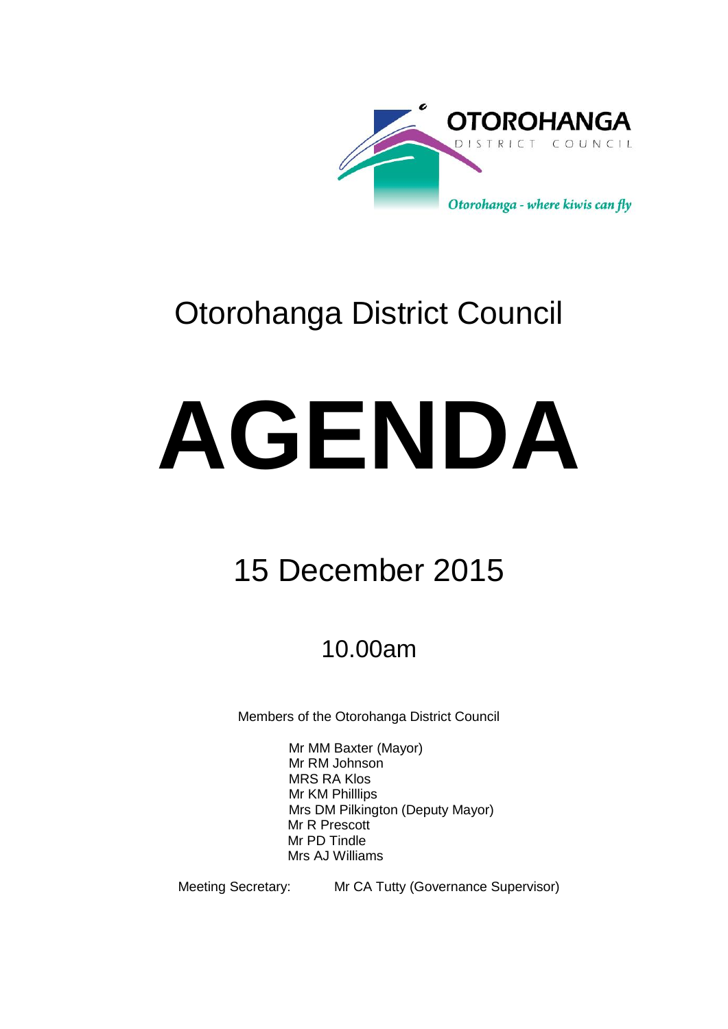OTOROHANGA DISTRICT COUNCIL

*Otorohanga - where kiwis can fly*

# Otorohanga District Council

# AGENDA

## 15 December 2015

### 10.00am

Members of the Otorohanga District Council

Mr MM Baxter (Mayor)
Mr RM Johnson
MRS RA Klos
Mr KM Philllips
Mrs DM Pilkington (Deputy Mayor)
Mr R Prescott
Mr PD Tindle
Mrs AJ Williams

Meeting Secretary: Mr CA Tutty (Governance Supervisor)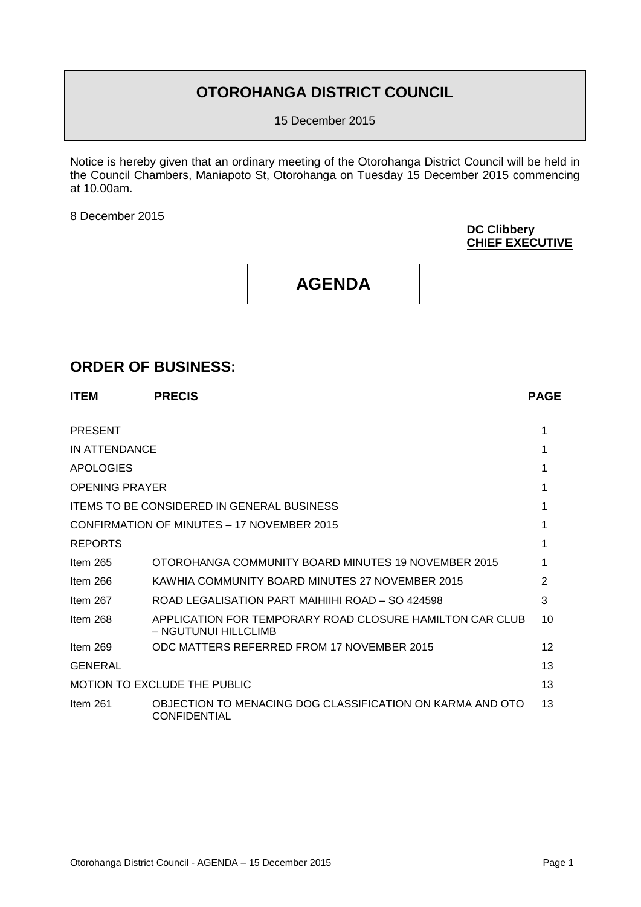# OTOROHANGA DISTRICT COUNCIL

15 December 2015

Notice is hereby given that an ordinary meeting of the Otorohanga District Council will be held in the Council Chambers, Maniapoto St, Otorohanga on Tuesday 15 December 2015 commencing at 10.00am.

8 December 2015

**DC Clibbery**
**CHIEF EXECUTIVE**

# AGENDA

## ORDER OF BUSINESS:

| ITEM | PRECIS | PAGE |
|---|---|---|
| PRESENT | | 1 |
| IN ATTENDANCE | | 1 |
| APOLOGIES | | 1 |
| OPENING PRAYER | | 1 |
| ITEMS TO BE CONSIDERED IN GENERAL BUSINESS | | 1 |
| CONFIRMATION OF MINUTES – 17 NOVEMBER 2015 | | 1 |
| REPORTS | | 1 |
| Item 265 | OTOROHANGA COMMUNITY BOARD MINUTES 19 NOVEMBER 2015 | 1 |
| Item 266 | KAWHIA COMMUNITY BOARD MINUTES 27 NOVEMBER 2015 | 2 |
| Item 267 | ROAD LEGALISATION PART MAIHIIHI ROAD – SO 424598 | 3 |
| Item 268 | APPLICATION FOR TEMPORARY ROAD CLOSURE HAMILTON CAR CLUB – NGUTUNUI HILLCLIMB | 10 |
| Item 269 | ODC MATTERS REFERRED FROM 17 NOVEMBER 2015 | 12 |
| GENERAL | | 13 |
| MOTION TO EXCLUDE THE PUBLIC | | 13 |
| Item 261 | OBJECTION TO MENACING DOG CLASSIFICATION ON KARMA AND OTO CONFIDENTIAL | 13 |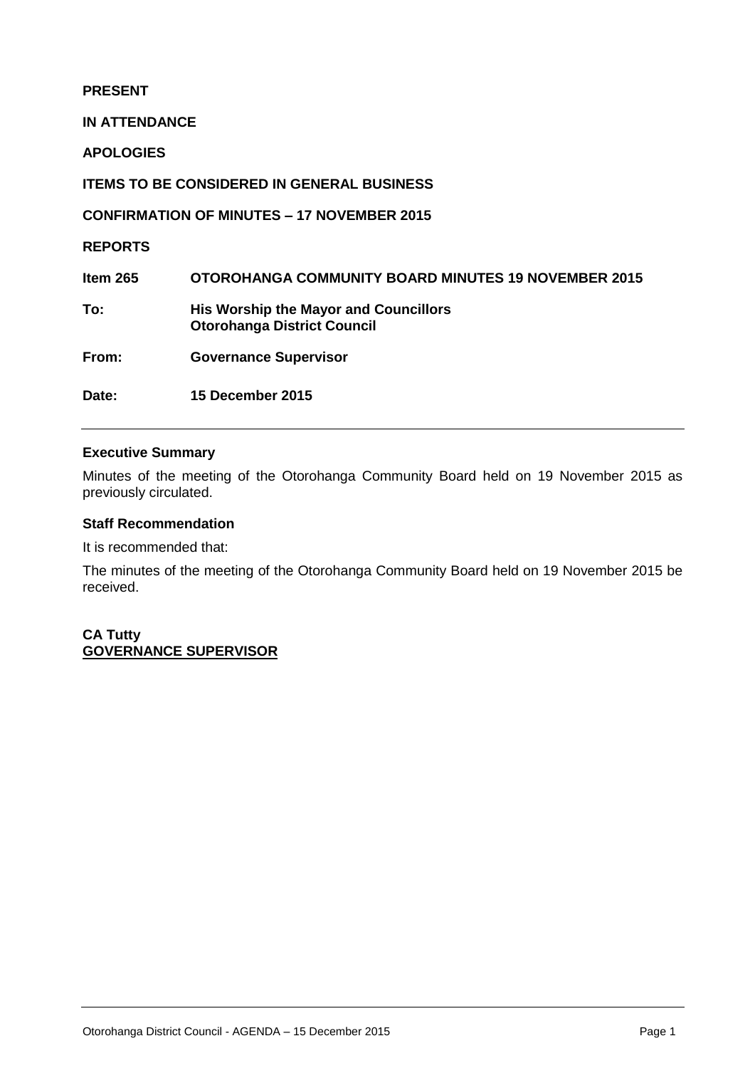**PRESENT**

**IN ATTENDANCE**

**APOLOGIES**

**ITEMS TO BE CONSIDERED IN GENERAL BUSINESS**

**CONFIRMATION OF MINUTES – 17 NOVEMBER 2015**

**REPORTS**

| | |
|---|---|
| **Item 265** | **OTOROHANGA COMMUNITY BOARD MINUTES 19 NOVEMBER 2015** |
| **To:** | **His Worship the Mayor and Councillors**<br>**Otorohanga District Council** |
| **From:** | **Governance Supervisor** |
| **Date:** | **15 December 2015** |

---

### Executive Summary

Minutes of the meeting of the Otorohanga Community Board held on 19 November 2015 as previously circulated.

### Staff Recommendation

It is recommended that:

The minutes of the meeting of the Otorohanga Community Board held on 19 November 2015 be received.

**CA Tutty**
**GOVERNANCE SUPERVISOR**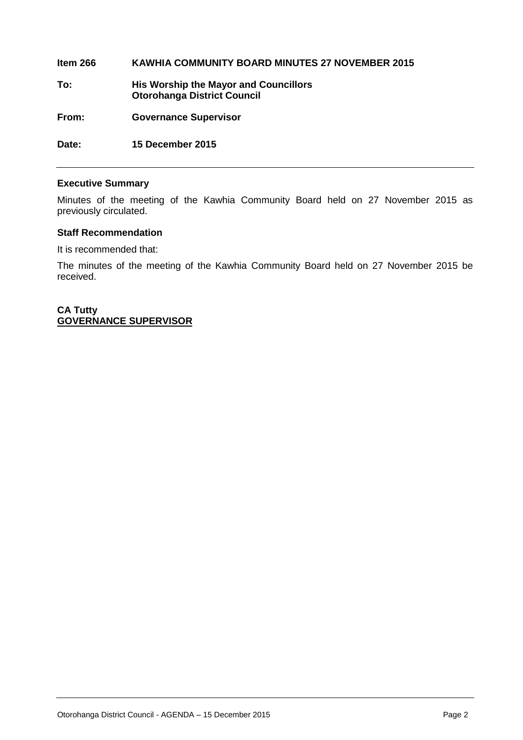**Item 266 KAWHIA COMMUNITY BOARD MINUTES 27 NOVEMBER 2015**

**To: His Worship the Mayor and Councillors**
**Otorohanga District Council**

**From: Governance Supervisor**

**Date: 15 December 2015**

---

## Executive Summary

Minutes of the meeting of the Kawhia Community Board held on 27 November 2015 as previously circulated.

## Staff Recommendation

It is recommended that:

The minutes of the meeting of the Kawhia Community Board held on 27 November 2015 be received.

**CA Tutty**
**GOVERNANCE SUPERVISOR**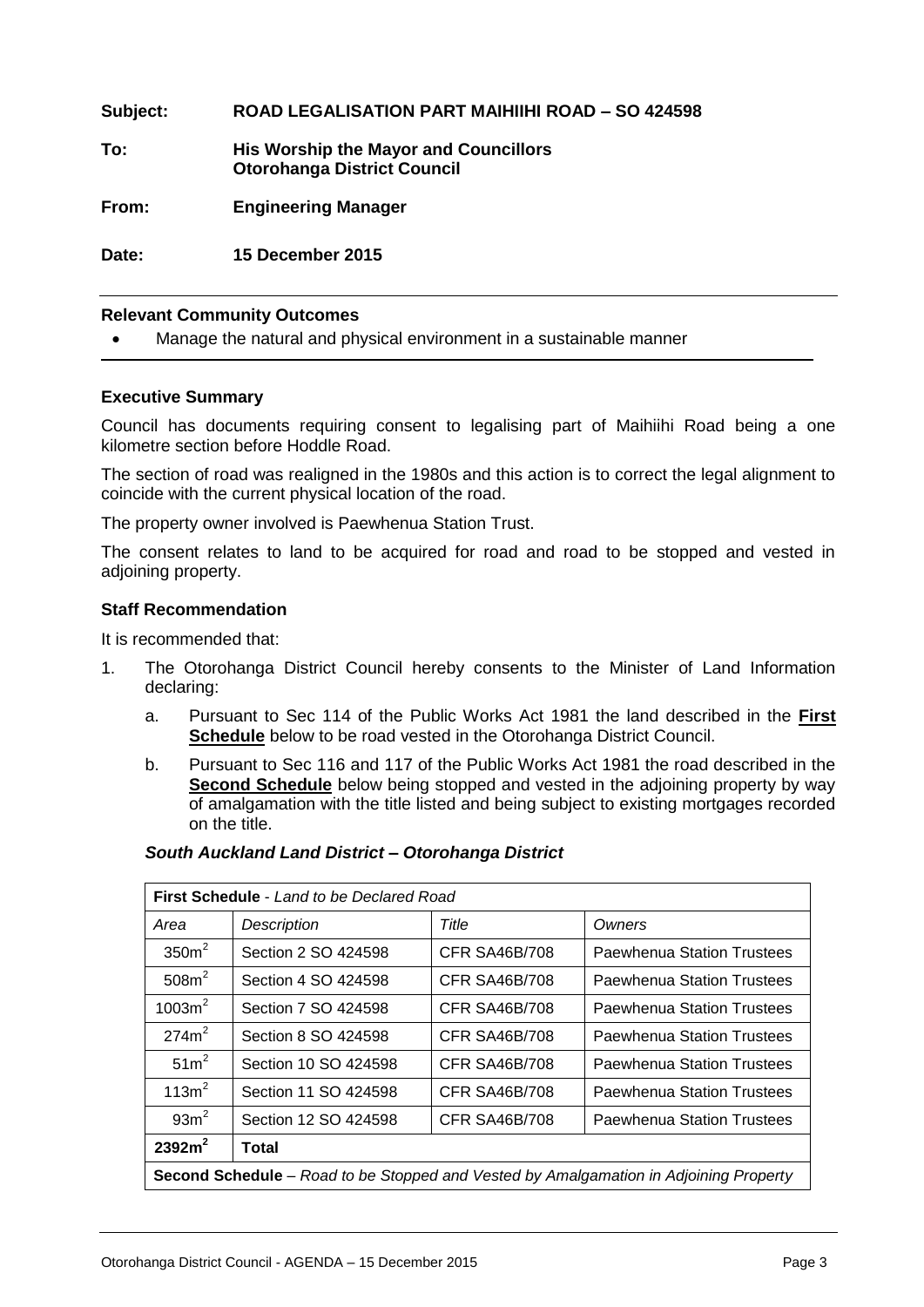**Subject:** **ROAD LEGALISATION PART MAIHIIHI ROAD – SO 424598**

**To:** **His Worship the Mayor and Councillors**
**Otorohanga District Council**

**From:** **Engineering Manager**

**Date:** **15 December 2015**

**Relevant Community Outcomes**

- Manage the natural and physical environment in a sustainable manner

**Executive Summary**

Council has documents requiring consent to legalising part of Maihiihi Road being a one kilometre section before Hoddle Road.

The section of road was realigned in the 1980s and this action is to correct the legal alignment to coincide with the current physical location of the road.

The property owner involved is Paewhenua Station Trust.

The consent relates to land to be acquired for road and road to be stopped and vested in adjoining property.

**Staff Recommendation**

It is recommended that:

1. The Otorohanga District Council hereby consents to the Minister of Land Information declaring:
   a. Pursuant to Sec 114 of the Public Works Act 1981 the land described in the **First Schedule** below to be road vested in the Otorohanga District Council.
   b. Pursuant to Sec 116 and 117 of the Public Works Act 1981 the road described in the **Second Schedule** below being stopped and vested in the adjoining property by way of amalgamation with the title listed and being subject to existing mortgages recorded on the title.

***South Auckland Land District – Otorohanga District***

| **First Schedule** - *Land to be Declared Road* | | | |
|---|---|---|---|
| *Area* | *Description* | *Title* | *Owners* |
| $350m^2$ | Section 2 SO 424598 | CFR SA46B/708 | Paewhenua Station Trustees |
| $508m^2$ | Section 4 SO 424598 | CFR SA46B/708 | Paewhenua Station Trustees |
| $1003m^2$ | Section 7 SO 424598 | CFR SA46B/708 | Paewhenua Station Trustees |
| $274m^2$ | Section 8 SO 424598 | CFR SA46B/708 | Paewhenua Station Trustees |
| $51m^2$ | Section 10 SO 424598 | CFR SA46B/708 | Paewhenua Station Trustees |
| $113m^2$ | Section 11 SO 424598 | CFR SA46B/708 | Paewhenua Station Trustees |
| $93m^2$ | Section 12 SO 424598 | CFR SA46B/708 | Paewhenua Station Trustees |
| **$2392m^2$** | **Total** | | |
| **Second Schedule** – *Road to be Stopped and Vested by Amalgamation in Adjoining Property* | | | |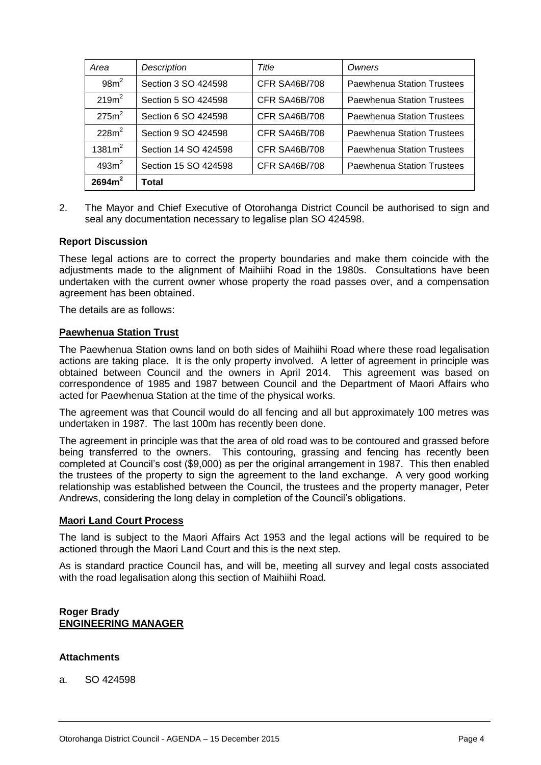| *Area* | *Description* | *Title* | *Owners* |
|---|---|---|---|
| $98m^2$ | Section 3 SO 424598 | CFR SA46B/708 | Paewhenua Station Trustees |
| $219m^2$ | Section 5 SO 424598 | CFR SA46B/708 | Paewhenua Station Trustees |
| $275m^2$ | Section 6 SO 424598 | CFR SA46B/708 | Paewhenua Station Trustees |
| $228m^2$ | Section 9 SO 424598 | CFR SA46B/708 | Paewhenua Station Trustees |
| $1381m^2$ | Section 14 SO 424598 | CFR SA46B/708 | Paewhenua Station Trustees |
| $493m^2$ | Section 15 SO 424598 | CFR SA46B/708 | Paewhenua Station Trustees |
| **$2694m^2$** | **Total** | | |

2. The Mayor and Chief Executive of Otorohanga District Council be authorised to sign and seal any documentation necessary to legalise plan SO 424598.

**Report Discussion**

These legal actions are to correct the property boundaries and make them coincide with the adjustments made to the alignment of Maihiihi Road in the 1980s. Consultations have been undertaken with the current owner whose property the road passes over, and a compensation agreement has been obtained.

The details are as follows:

**Paewhenua Station Trust**

The Paewhenua Station owns land on both sides of Maihiihi Road where these road legalisation actions are taking place. It is the only property involved. A letter of agreement in principle was obtained between Council and the owners in April 2014. This agreement was based on correspondence of 1985 and 1987 between Council and the Department of Maori Affairs who acted for Paewhenua Station at the time of the physical works.

The agreement was that Council would do all fencing and all but approximately 100 metres was undertaken in 1987. The last 100m has recently been done.

The agreement in principle was that the area of old road was to be contoured and grassed before being transferred to the owners. This contouring, grassing and fencing has recently been completed at Council's cost ($9,000) as per the original arrangement in 1987. This then enabled the trustees of the property to sign the agreement to the land exchange. A very good working relationship was established between the Council, the trustees and the property manager, Peter Andrews, considering the long delay in completion of the Council's obligations.

**Maori Land Court Process**

The land is subject to the Maori Affairs Act 1953 and the legal actions will be required to be actioned through the Maori Land Court and this is the next step.

As is standard practice Council has, and will be, meeting all survey and legal costs associated with the road legalisation along this section of Maihiihi Road.

**Roger Brady**
**ENGINEERING MANAGER**

**Attachments**

a. SO 424598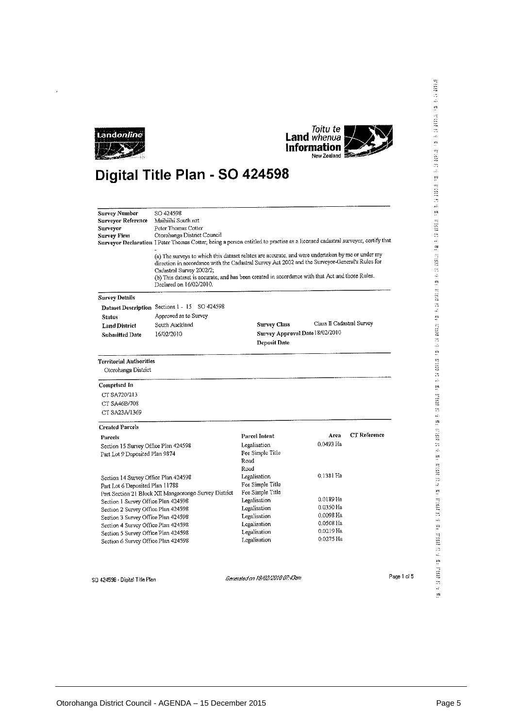# Digital Title Plan - SO 424598

| | |
|---|---|
| **Survey Number** | SO 424598 |
| **Surveyor Reference** | Maihiihi South.nzt |
| **Surveyor** | Peter Thomas Cotter |
| **Survey Firm** | Otorohanga District Council |
| **Surveyor Declaration** | I Peter Thomas Cotter, being a person entitled to practise as a licensed cadastral surveyor, certify that |

-
(a) The surveys to which this dataset relates are accurate, and were undertaken by me or under my direction in accordance with the Cadastral Survey Act 2002 and the Surveyor-General's Rules for Cadastral Survey 2002/2;
(b) This dataset is accurate, and has been created in accordance with that Act and those Rules.
Declared on 16/02/2010.

**Survey Details**

| | | | |
|---|---|---|---|
| **Dataset Description** | Sections 1 - 15 SO 424598 | | |
| **Status** | Approved as to Survey | | |
| **Land District** | South Auckland | **Survey Class** | Class II Cadastral Survey |
| **Submitted Date** | 16/02/2010 | **Survey Approval Date** | 18/02/2010 |
| | | **Deposit Date** | |

**Territorial Authorities**

Otorohanga District

**Comprised In**

CT SA720/213
CT SA46B/708
CT SA23A/1369

**Created Parcels**

| Parcels | Parcel Intent | Area | CT Reference |
|---|---|---|---|
| Section 15 Survey Office Plan 424598 | Legalisation | 0.0493 Ha | |
| Part Lot 9 Deposited Plan 9874 | Fee Simple Title | | |
| | Road | | |
| | Road | | |
| Section 14 Survey Office Plan 424598 | Legalisation | 0.1381 Ha | |
| Part Lot 6 Deposited Plan 11788 | Fee Simple Title | | |
| Part Section 21 Block XII Mangaorongo Survey District | Fee Simple Title | | |
| Section 1 Survey Office Plan 424598 | Legalisation | 0.0189 Ha | |
| Section 2 Survey Office Plan 424598 | Legalisation | 0.0350 Ha | |
| Section 3 Survey Office Plan 424598 | Legalisation | 0.0098 Ha | |
| Section 4 Survey Office Plan 424598 | Legalisation | 0.0508 Ha | |
| Section 5 Survey Office Plan 424598 | Legalisation | 0.0219 Ha | |
| Section 6 Survey Office Plan 424598 | Legalisation | 0.0275 Ha | |

SO 424598 - Digital Title Plan    *Generated on 18/02/2010 07:43am*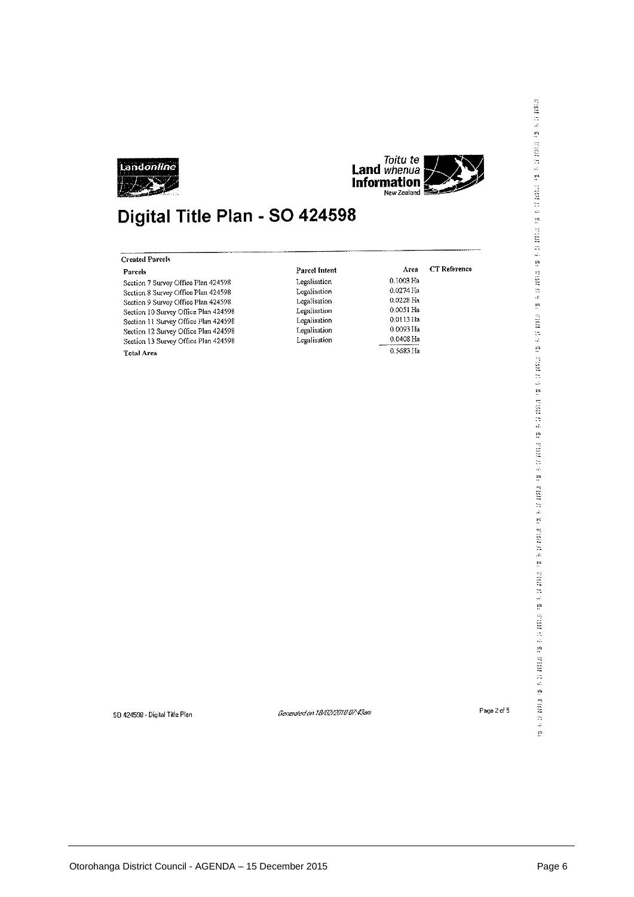Landonline

Toitu te **Land** whenua **Information** New Zealand

# Digital Title Plan - SO 424598

**Created Parcels**

| Parcels | Parcel Intent | Area | CT Reference |
|---|---|---|---|
| Section 7 Survey Office Plan 424598 | Legalisation | 0.1003 Ha | |
| Section 8 Survey Office Plan 424598 | Legalisation | 0.0274 Ha | |
| Section 9 Survey Office Plan 424598 | Legalisation | 0.0228 Ha | |
| Section 10 Survey Office Plan 424598 | Legalisation | 0.0051 Ha | |
| Section 11 Survey Office Plan 424598 | Legalisation | 0.0113 Ha | |
| Section 12 Survey Office Plan 424598 | Legalisation | 0.0093 Ha | |
| Section 13 Survey Office Plan 424598 | Legalisation | 0.0408 Ha | |
| **Total Area** | | 0.5683 Ha | |

SO 424598 - Digital Title Plan

*Generated on 18/02/2010 07:43am*

Page 2 of 5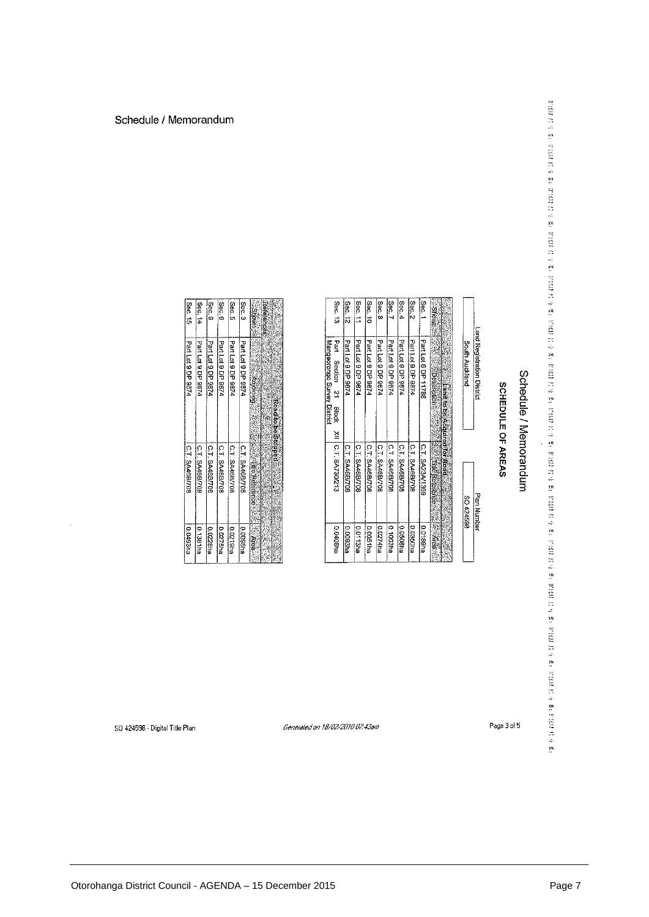Schedule / Memorandum

# Schedule / Memorandum

## SCHEDULE OF AREAS

| Land Registration District | Plan Number |
|---|---|
| South Auckland | SO 424598 |

| Land to be Acquired for Road | | | |
|---|---|---|---|
| Shown | Description | Title Reference | Area |
| Sec. 1 | Part Lot 6 DP 11786 | C.T. SA23A/1369 | 0.0189ha |
| Sec. 2 | Part Lot 9 DP 9874 | C.T. SA46B/708 | 0.0350ha |
| Sec. 4 | Part Lot 9 DP 9874 | C.T. SA46B/708 | 0.0508ha |
| Sec. 7 | Part Lot 9 DP 9874 | C.T. SA46B/708 | 0.1093ha |
| Sec. 8 | Part Lot 9 DP 9874 | C.T. SA46B/708 | 0.0274ha |
| Sec. 10 | Part Lot 9 DP 9874 | C.T. SA46B/708 | 0.0051ha |
| Sec. 11 | Part Lot 9 DP 9874 | C.T. SA46B/708 | 0.0113ha |
| Sec. 12 | Part Lot 9 DP 9874 | C.T. SA46B/708 | 0.0093ha |
| Sec. 13 | Part Section 21 Block XII Mangaorongo Survey District | C.T. SA730/213 | 0.0408ha |

| Road to be Stopped | | | |
|---|---|---|---|
| Shown | Adjoining | Title Reference | Area |
| Sec. 3 | Part Lot 9 DP 9874 | C.T. SA46B/708 | 0.0098ha |
| Sec. 5 | Part Lot 9 DP 9874 | C.T. SA46B/708 | 0.0219ha |
| Sec. 6 | Part Lot 9 DP 9874 | C.T. SA46B/708 | 0.0275ha |
| Sec. 9 | Part Lot 9 DP 9874 | C.T. SA46B/708 | 0.0226ha |
| Sec. 14 | Part Lot 9 DP 9874 | C.T. SA46B/708 | 0.1381ha |
| Sec. 15 | Part Lot 9 DP 9874 | C.T. SA46B/708 | 0.0493ha |

SO 424598 - Digital Title Plan

*Generated on 18/02/2010 07:43am*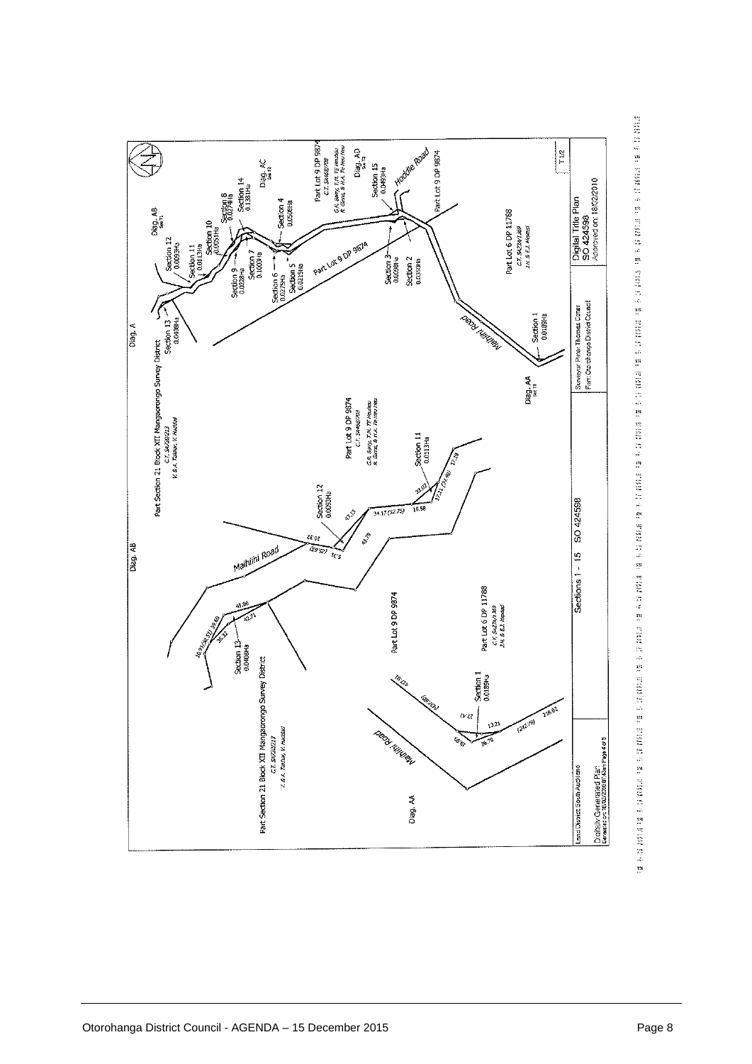Diag. AB

Part Section 21 Block XII Mangaorongo Survey District
C.T. SA20/213
V. & A. Tukiwi, V. Maddad

Section 13
0.0408Ha

Section 12
0.0093Ha

Section 11
0.0113Ha

Section 10
0.0051Ha

Section 9
0.0228Ha

Section 8
0.0274Ha

Section 7
0.1003Ha

Section 14
0.1381Ha

Section 6
0.0275Ha

Section 5
0.0219Ha

Section 4
0.0508Ha

Section 3
0.0098Ha

Section 2
0.0550Ha

Section 15
0.0493Ha

Section 1
0.0189Ha

Diag. AC

Diag. AD

Diag. A

Part Lot 9 DP 9874
C.T. SA46B/789
G.K. Barry, T.H. TE Heuheu
R. Giorno, & H.A. Te Heu Heu

Part Lot 9 DP 9874

Hoddle Road

Maihiihi Road

Part Lot 6 DP 11788
C.T. SA23A/1369
J.H. & E.J. Moeted

Diag. AA

Surveyor: Peter Thomas Comer
Firm: Otorohanga District Council

Digital Title Plan
SO 424598
Approved on: 18/02/2010

T 1/2

Sections 1 - 15 SO 424598

Land District: South Auckland

Digitally Generated Plan
Generated on: 18/02/2010 09:43am Page 4 of 5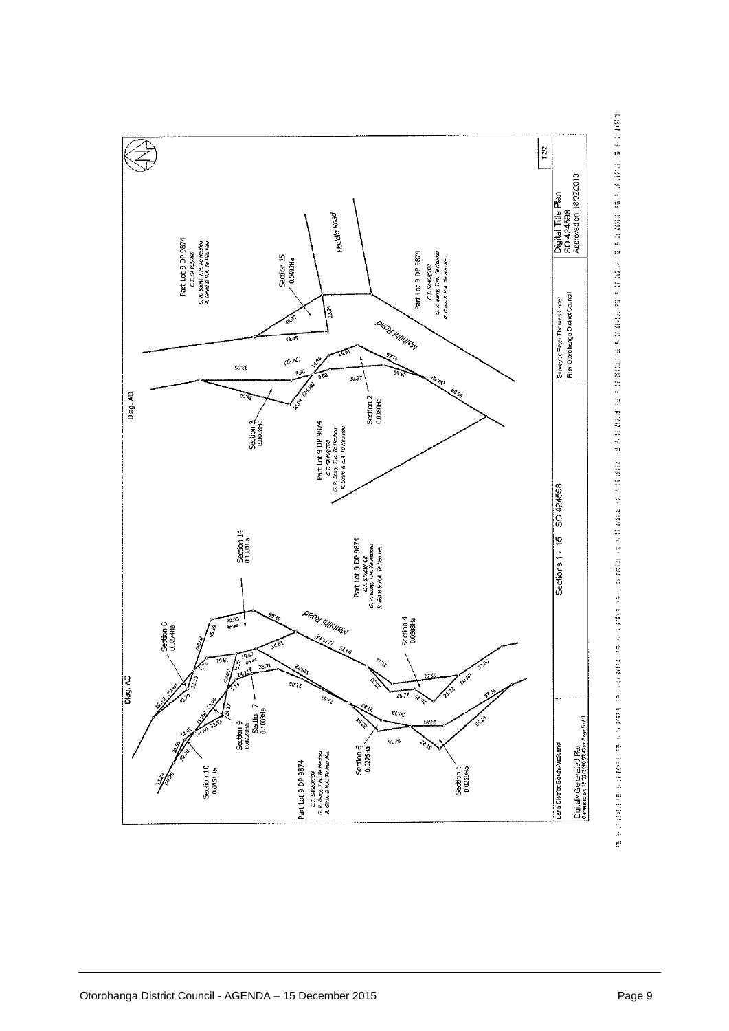Part Lot 9 DP 9874
C.T. SA46B/708
G. R. Barry, T.M. Te Heuheu
R. Grins & H.A. Te Hau Hau

Section 15
0.0493Ha

Hoddle Road

Maihiihi Road

Part Lot 9 DP 9874
C.T. SA46B/708
G. R. Barry, T.M. Te Heuheu
R. Grins & H.A. Te Hau Hau

Diag. AD

Section 3
0.0098Ha

Section 2
0.0350Ha

Part Lot 9 DP 9874
C.T. SA46B/708
G. R. Barry, T.M. Te Heuheu
R. Grins & H.A. Te Hau Hau

Section 14
0.1381Ha

Part Lot 9 DP 9874
C.T. SA46B/708
G. R. Barry, T.M. Te Heuheu
R. Grins & H.A. Te Hau Hau

Section 8
0.0274Ha

Diag. AC

Section 4
0.0598Ha

Section 7
0.1003Ha

Section 9
0.0228Ha

Section 10
0.0051Ha

Part Lot 9 DP 9874
C.T. SA46B/708
G. R. Barry, T.M. Te Heuheu
R. Grins & H.A. Te Hau Hau

Section 6
0.0275Ha

Section 5
0.0219Ha

T 2/2

Land District South Auckland

Digitally Generated Plan
Generated on 18/02/2010 07:43am Page 5 of 5

Sections 1 - 15 SO 424598

Surveyor: Peter Thomas Carter
Firm: Otorohanga District Council

Digital Title Plan
SO 424598
Approved on 18/02/2010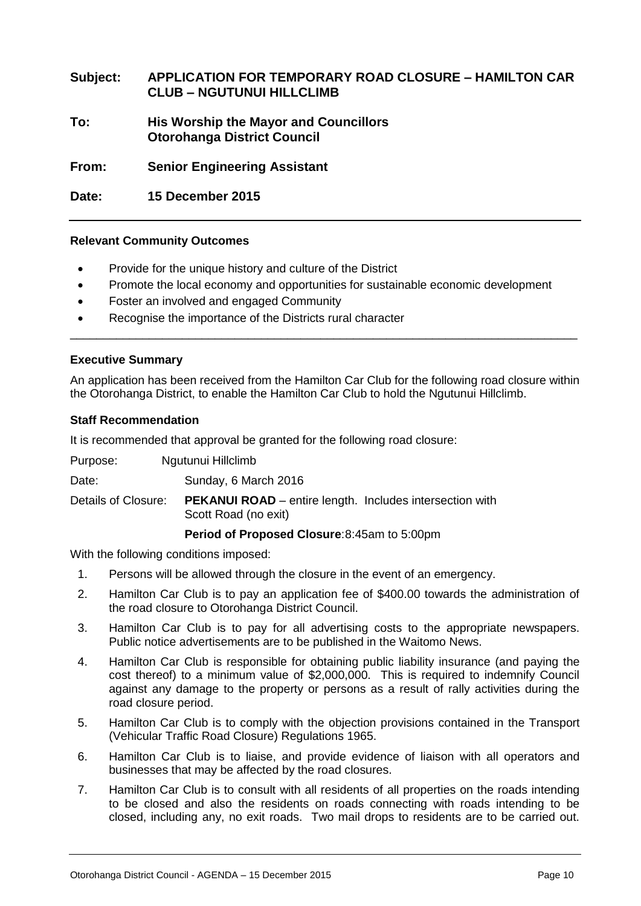**Subject: APPLICATION FOR TEMPORARY ROAD CLOSURE – HAMILTON CAR CLUB – NGUTUNUI HILLCLIMB**

**To: His Worship the Mayor and Councillors Otorohanga District Council**

**From: Senior Engineering Assistant**

**Date: 15 December 2015**

---

**Relevant Community Outcomes**

- Provide for the unique history and culture of the District
- Promote the local economy and opportunities for sustainable economic development
- Foster an involved and engaged Community
- Recognise the importance of the Districts rural character

---

**Executive Summary**

An application has been received from the Hamilton Car Club for the following road closure within the Otorohanga District, to enable the Hamilton Car Club to hold the Ngutunui Hillclimb.

**Staff Recommendation**

It is recommended that approval be granted for the following road closure:

Purpose: Ngutunui Hillclimb

Date: Sunday, 6 March 2016

Details of Closure: **PEKANUI ROAD** – entire length. Includes intersection with Scott Road (no exit)

**Period of Proposed Closure**:8:45am to 5:00pm

With the following conditions imposed:

1. Persons will be allowed through the closure in the event of an emergency.
2. Hamilton Car Club is to pay an application fee of $400.00 towards the administration of the road closure to Otorohanga District Council.
3. Hamilton Car Club is to pay for all advertising costs to the appropriate newspapers. Public notice advertisements are to be published in the Waitomo News.
4. Hamilton Car Club is responsible for obtaining public liability insurance (and paying the cost thereof) to a minimum value of $2,000,000. This is required to indemnify Council against any damage to the property or persons as a result of rally activities during the road closure period.
5. Hamilton Car Club is to comply with the objection provisions contained in the Transport (Vehicular Traffic Road Closure) Regulations 1965.
6. Hamilton Car Club is to liaise, and provide evidence of liaison with all operators and businesses that may be affected by the road closures.
7. Hamilton Car Club is to consult with all residents of all properties on the roads intending to be closed and also the residents on roads connecting with roads intending to be closed, including any, no exit roads. Two mail drops to residents are to be carried out.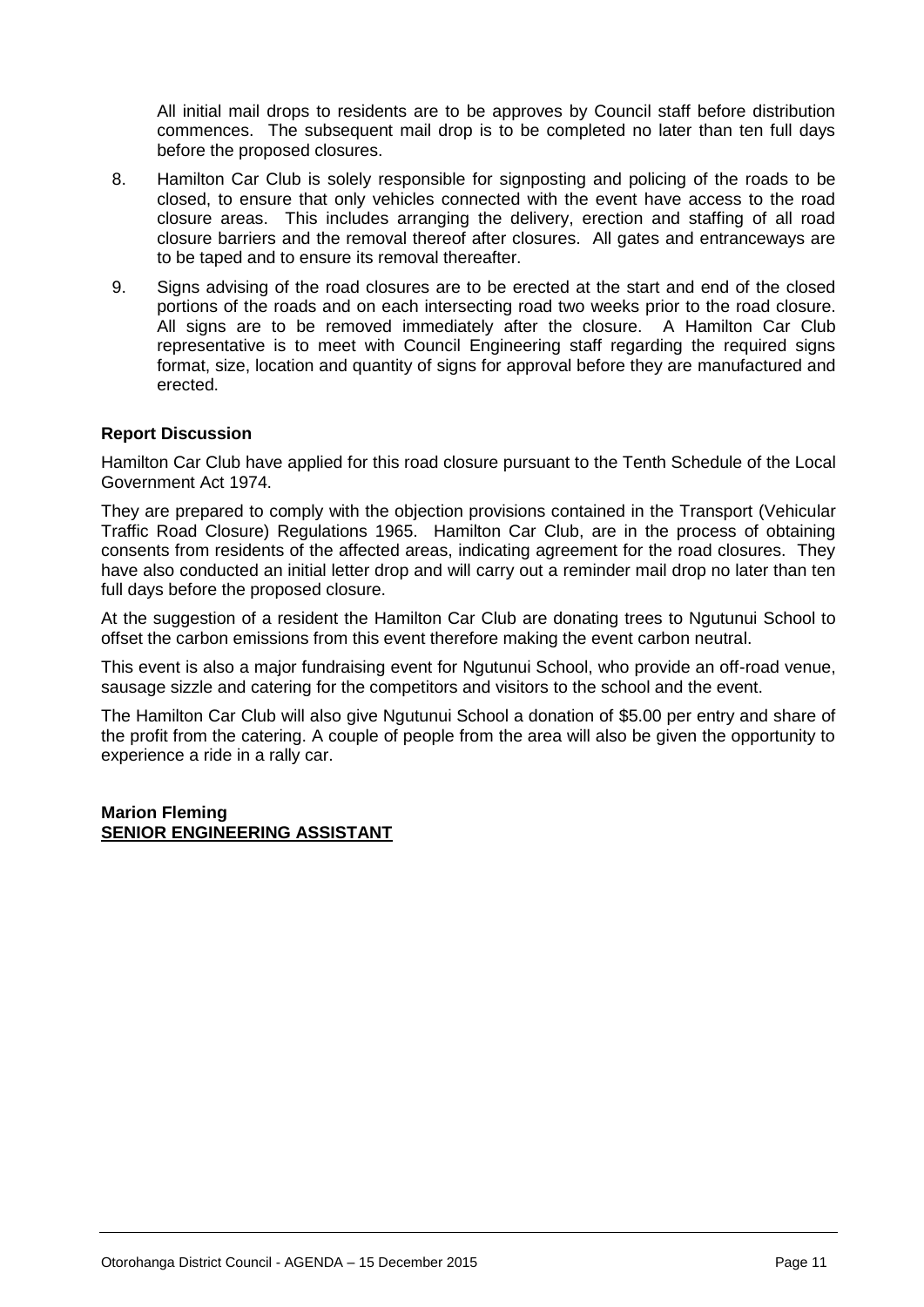All initial mail drops to residents are to be approves by Council staff before distribution commences. The subsequent mail drop is to be completed no later than ten full days before the proposed closures.

8. Hamilton Car Club is solely responsible for signposting and policing of the roads to be closed, to ensure that only vehicles connected with the event have access to the road closure areas. This includes arranging the delivery, erection and staffing of all road closure barriers and the removal thereof after closures. All gates and entranceways are to be taped and to ensure its removal thereafter.

9. Signs advising of the road closures are to be erected at the start and end of the closed portions of the roads and on each intersecting road two weeks prior to the road closure. All signs are to be removed immediately after the closure. A Hamilton Car Club representative is to meet with Council Engineering staff regarding the required signs format, size, location and quantity of signs for approval before they are manufactured and erected.

**Report Discussion**

Hamilton Car Club have applied for this road closure pursuant to the Tenth Schedule of the Local Government Act 1974.

They are prepared to comply with the objection provisions contained in the Transport (Vehicular Traffic Road Closure) Regulations 1965. Hamilton Car Club, are in the process of obtaining consents from residents of the affected areas, indicating agreement for the road closures. They have also conducted an initial letter drop and will carry out a reminder mail drop no later than ten full days before the proposed closure.

At the suggestion of a resident the Hamilton Car Club are donating trees to Ngutunui School to offset the carbon emissions from this event therefore making the event carbon neutral.

This event is also a major fundraising event for Ngutunui School, who provide an off-road venue, sausage sizzle and catering for the competitors and visitors to the school and the event.

The Hamilton Car Club will also give Ngutunui School a donation of $5.00 per entry and share of the profit from the catering. A couple of people from the area will also be given the opportunity to experience a ride in a rally car.

**Marion Fleming**
**<u>SENIOR ENGINEERING ASSISTANT</u>**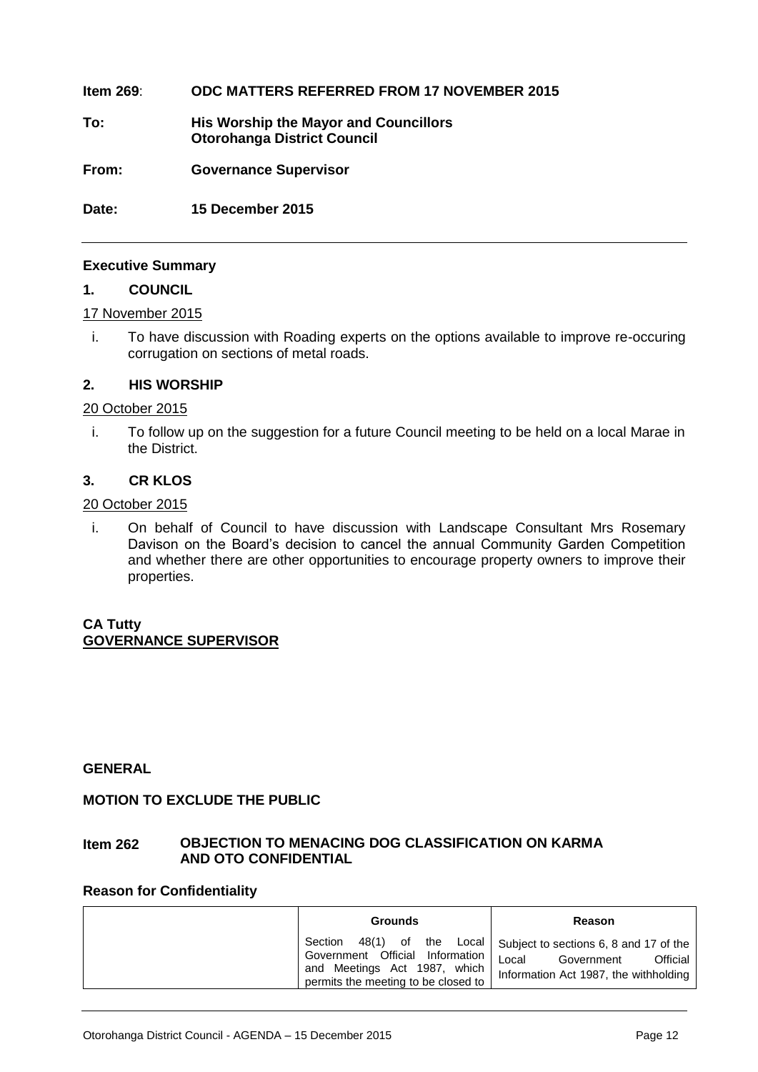**Item 269**: **ODC MATTERS REFERRED FROM 17 NOVEMBER 2015**

**To:** **His Worship the Mayor and Councillors**
**Otorohanga District Council**

**From:** **Governance Supervisor**

**Date:** **15 December 2015**

---

### Executive Summary

**1. COUNCIL**

17 November 2015

i. To have discussion with Roading experts on the options available to improve re-occuring corrugation on sections of metal roads.

**2. HIS WORSHIP**

20 October 2015

i. To follow up on the suggestion for a future Council meeting to be held on a local Marae in the District.

**3. CR KLOS**

20 October 2015

i. On behalf of Council to have discussion with Landscape Consultant Mrs Rosemary Davison on the Board's decision to cancel the annual Community Garden Competition and whether there are other opportunities to encourage property owners to improve their properties.

**CA Tutty**
**GOVERNANCE SUPERVISOR**

**GENERAL**

**MOTION TO EXCLUDE THE PUBLIC**

**Item 262 OBJECTION TO MENACING DOG CLASSIFICATION ON KARMA AND OTO CONFIDENTIAL**

**Reason for Confidentiality**

| | Grounds | Reason |
|---|---|---|
| | Section 48(1) of the Local Government Official Information and Meetings Act 1987, which permits the meeting to be closed to | Subject to sections 6, 8 and 17 of the Local Government Official Information Act 1987, the withholding |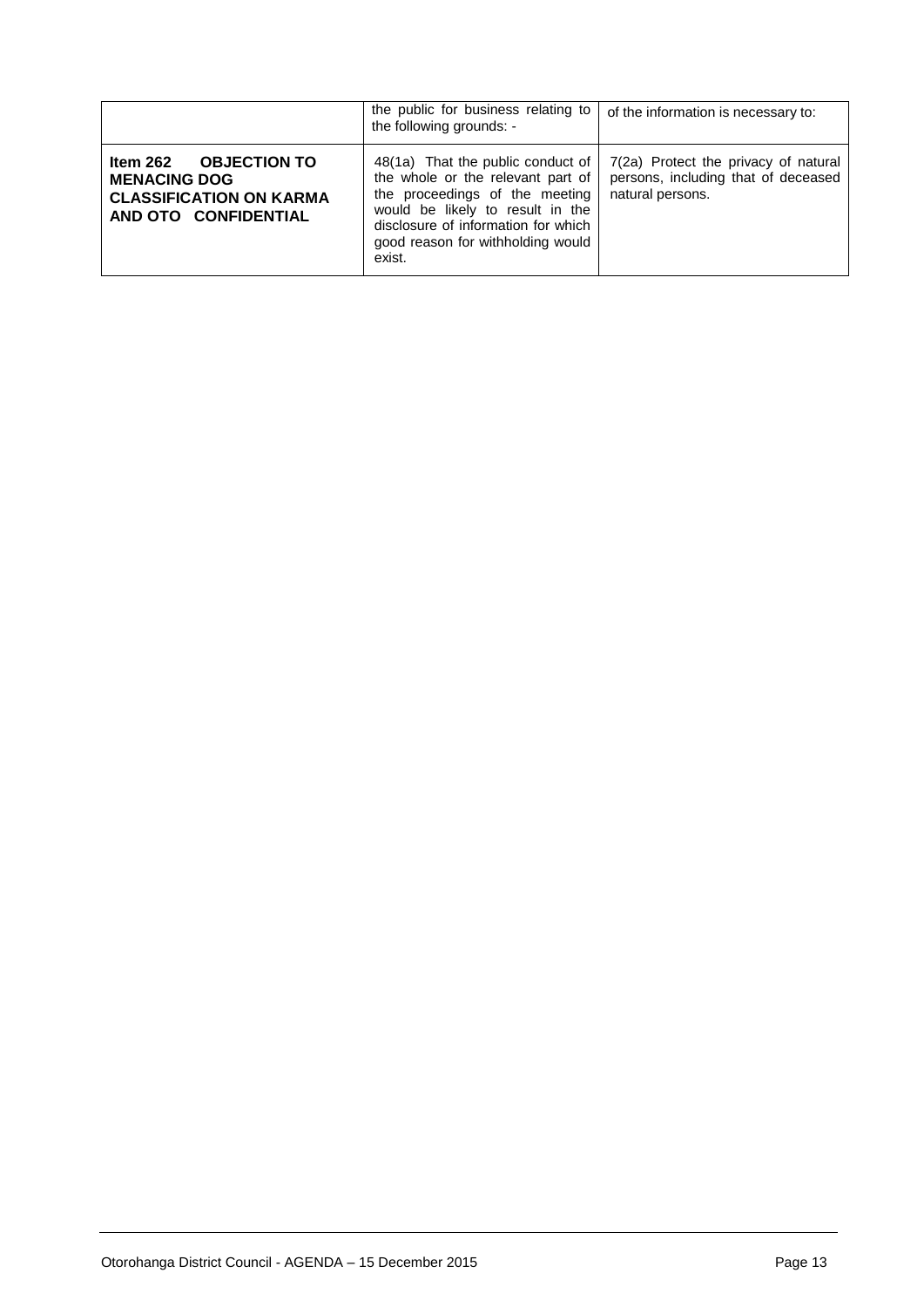| | | |
|---|---|---|
| | the public for business relating to the following grounds: - | of the information is necessary to: |
| **Item 262 OBJECTION TO MENACING DOG CLASSIFICATION ON KARMA AND OTO CONFIDENTIAL** | 48(1a) That the public conduct of the whole or the relevant part of the proceedings of the meeting would be likely to result in the disclosure of information for which good reason for withholding would exist. | 7(2a) Protect the privacy of natural persons, including that of deceased natural persons. |